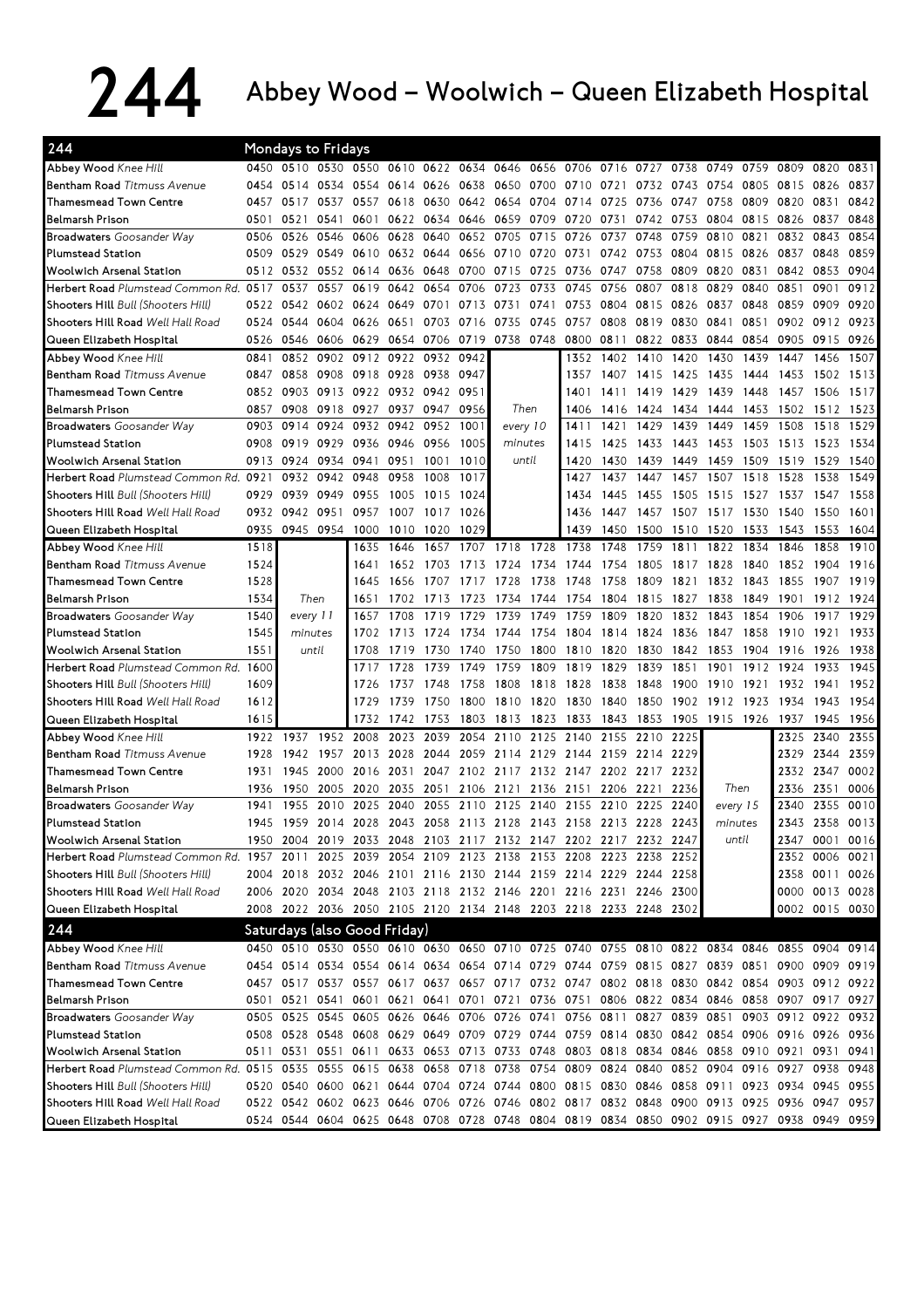# 244 Abbey Wood – Woolwich – Queen Elizabeth Hospital

## Mondays to Fridays

| 244 | | | | | | | | | | | | | | | | | | |
|---|---|---|---|---|---|---|---|---|---|---|---|---|---|---|---|---|---|---|
| Abbey Wood *Knee Hill* | 0450 | 0510 | 0530 | 0550 | 0610 | 0622 | 0634 | 0646 | 0656 | 0706 | 0716 | 0727 | 0738 | 0749 | 0759 | 0809 | 0820 | 0831 |
| Bentham Road *Titmuss Avenue* | 0454 | 0514 | 0534 | 0554 | 0614 | 0626 | 0638 | 0650 | 0700 | 0710 | 0721 | 0732 | 0743 | 0754 | 0805 | 0815 | 0826 | 0837 |
| Thamesmead Town Centre | 0457 | 0517 | 0537 | 0557 | 0618 | 0630 | 0642 | 0654 | 0704 | 0714 | 0725 | 0736 | 0747 | 0758 | 0809 | 0820 | 0831 | 0842 |
| Belmarsh Prison | 0501 | 0521 | 0541 | 0601 | 0622 | 0634 | 0646 | 0659 | 0709 | 0720 | 0731 | 0742 | 0753 | 0804 | 0815 | 0826 | 0837 | 0848 |
| Broadwaters *Goosander Way* | 0506 | 0526 | 0546 | 0606 | 0628 | 0640 | 0652 | 0705 | 0715 | 0726 | 0737 | 0748 | 0759 | 0810 | 0821 | 0832 | 0843 | 0854 |
| Plumstead Station | 0509 | 0529 | 0549 | 0610 | 0632 | 0644 | 0656 | 0710 | 0720 | 0731 | 0742 | 0753 | 0804 | 0815 | 0826 | 0837 | 0848 | 0859 |
| Woolwich Arsenal Station | 0512 | 0532 | 0552 | 0614 | 0636 | 0648 | 0700 | 0715 | 0725 | 0736 | 0747 | 0758 | 0809 | 0820 | 0831 | 0842 | 0853 | 0904 |
| Herbert Road *Plumstead Common Rd.* | 0517 | 0537 | 0557 | 0619 | 0642 | 0654 | 0706 | 0723 | 0733 | 0745 | 0756 | 0807 | 0818 | 0829 | 0840 | 0851 | 0901 | 0912 |
| Shooters Hill *Bull (Shooters Hill)* | 0522 | 0542 | 0602 | 0624 | 0649 | 0701 | 0713 | 0731 | 0741 | 0753 | 0804 | 0815 | 0826 | 0837 | 0848 | 0859 | 0909 | 0920 |
| Shooters Hill Road *Well Hall Road* | 0524 | 0544 | 0604 | 0626 | 0651 | 0703 | 0716 | 0735 | 0745 | 0757 | 0808 | 0819 | 0830 | 0841 | 0851 | 0902 | 0912 | 0923 |
| Queen Elizabeth Hospital | 0526 | 0546 | 0606 | 0629 | 0654 | 0706 | 0719 | 0738 | 0748 | 0800 | 0811 | 0822 | 0833 | 0844 | 0854 | 0905 | 0915 | 0926 |
| Abbey Wood *Knee Hill* | 0841 | 0852 | 0902 | 0912 | 0922 | 0932 | 0942 | Then every 10 minutes until | | 1352 | 1402 | 1410 | 1420 | 1430 | 1439 | 1447 | 1456 | 1507 |
| Bentham Road *Titmuss Avenue* | 0847 | 0858 | 0908 | 0918 | 0928 | 0938 | 0947 | | | 1357 | 1407 | 1415 | 1425 | 1435 | 1444 | 1453 | 1502 | 1513 |
| Thamesmead Town Centre | 0852 | 0903 | 0913 | 0922 | 0932 | 0942 | 0951 | | | 1401 | 1411 | 1419 | 1429 | 1439 | 1448 | 1457 | 1506 | 1517 |
| Belmarsh Prison | 0857 | 0908 | 0918 | 0927 | 0937 | 0947 | 0956 | | | 1406 | 1416 | 1424 | 1434 | 1444 | 1453 | 1502 | 1512 | 1523 |
| Broadwaters *Goosander Way* | 0903 | 0914 | 0924 | 0932 | 0942 | 0952 | 1001 | | | 1411 | 1421 | 1429 | 1439 | 1449 | 1459 | 1508 | 1518 | 1529 |
| Plumstead Station | 0908 | 0919 | 0929 | 0936 | 0946 | 0956 | 1005 | | | 1415 | 1425 | 1433 | 1443 | 1453 | 1503 | 1513 | 1523 | 1534 |
| Woolwich Arsenal Station | 0913 | 0924 | 0934 | 0941 | 0951 | 1001 | 1010 | | | 1420 | 1430 | 1439 | 1449 | 1459 | 1509 | 1519 | 1529 | 1540 |
| Herbert Road *Plumstead Common Rd.* | 0921 | 0932 | 0942 | 0948 | 0958 | 1008 | 1017 | | | 1427 | 1437 | 1447 | 1457 | 1507 | 1518 | 1528 | 1538 | 1549 |
| Shooters Hill *Bull (Shooters Hill)* | 0929 | 0939 | 0949 | 0955 | 1005 | 1015 | 1024 | | | 1434 | 1445 | 1455 | 1505 | 1515 | 1527 | 1537 | 1547 | 1558 |
| Shooters Hill Road *Well Hall Road* | 0932 | 0942 | 0951 | 0957 | 1007 | 1017 | 1026 | | | 1436 | 1447 | 1457 | 1507 | 1517 | 1530 | 1540 | 1550 | 1601 |
| Queen Elizabeth Hospital | 0935 | 0945 | 0954 | 1000 | 1010 | 1020 | 1029 | | | 1439 | 1450 | 1500 | 1510 | 1520 | 1533 | 1543 | 1553 | 1604 |
| Abbey Wood *Knee Hill* | 1518 | Then every 11 minutes until | | 1635 | 1646 | 1657 | 1707 | 1718 | 1728 | 1738 | 1748 | 1759 | 1811 | 1822 | 1834 | 1846 | 1858 | 1910 |
| Bentham Road *Titmuss Avenue* | 1524 | | | 1641 | 1652 | 1703 | 1713 | 1724 | 1734 | 1744 | 1754 | 1805 | 1817 | 1828 | 1840 | 1852 | 1904 | 1916 |
| Thamesmead Town Centre | 1528 | | | 1645 | 1656 | 1707 | 1717 | 1728 | 1738 | 1748 | 1758 | 1809 | 1821 | 1832 | 1843 | 1855 | 1907 | 1919 |
| Belmarsh Prison | 1534 | | | 1651 | 1702 | 1713 | 1723 | 1734 | 1744 | 1754 | 1804 | 1815 | 1827 | 1838 | 1849 | 1901 | 1912 | 1924 |
| Broadwaters *Goosander Way* | 1540 | | | 1657 | 1708 | 1719 | 1729 | 1739 | 1749 | 1759 | 1809 | 1820 | 1832 | 1843 | 1854 | 1906 | 1917 | 1929 |
| Plumstead Station | 1545 | | | 1702 | 1713 | 1724 | 1734 | 1744 | 1754 | 1804 | 1814 | 1824 | 1836 | 1847 | 1858 | 1910 | 1921 | 1933 |
| Woolwich Arsenal Station | 1551 | | | 1708 | 1719 | 1730 | 1740 | 1750 | 1800 | 1810 | 1820 | 1830 | 1842 | 1853 | 1904 | 1916 | 1926 | 1938 |
| Herbert Road *Plumstead Common Rd.* | 1600 | | | 1717 | 1728 | 1739 | 1749 | 1759 | 1809 | 1819 | 1829 | 1839 | 1851 | 1901 | 1912 | 1924 | 1933 | 1945 |
| Shooters Hill *Bull (Shooters Hill)* | 1609 | | | 1726 | 1737 | 1748 | 1758 | 1808 | 1818 | 1828 | 1838 | 1848 | 1900 | 1910 | 1921 | 1932 | 1941 | 1952 |
| Shooters Hill Road *Well Hall Road* | 1612 | | | 1729 | 1739 | 1750 | 1800 | 1810 | 1820 | 1830 | 1840 | 1850 | 1902 | 1912 | 1923 | 1934 | 1943 | 1954 |
| Queen Elizabeth Hospital | 1615 | | | 1732 | 1742 | 1753 | 1803 | 1813 | 1823 | 1833 | 1843 | 1853 | 1905 | 1915 | 1926 | 1937 | 1945 | 1956 |
| Abbey Wood *Knee Hill* | 1922 | 1937 | 1952 | 2008 | 2023 | 2039 | 2054 | 2110 | 2125 | 2140 | 2155 | 2210 | 2225 | Then every 15 minutes until | | 2325 | 2340 | 2355 |
| Bentham Road *Titmuss Avenue* | 1928 | 1942 | 1957 | 2013 | 2028 | 2044 | 2059 | 2114 | 2129 | 2144 | 2159 | 2214 | 2229 | | | 2329 | 2344 | 2359 |
| Thamesmead Town Centre | 1931 | 1945 | 2000 | 2016 | 2031 | 2047 | 2102 | 2117 | 2132 | 2147 | 2202 | 2217 | 2232 | | | 2332 | 2347 | 0002 |
| Belmarsh Prison | 1936 | 1950 | 2005 | 2020 | 2035 | 2051 | 2106 | 2121 | 2136 | 2151 | 2206 | 2221 | 2236 | | | 2336 | 2351 | 0006 |
| Broadwaters *Goosander Way* | 1941 | 1955 | 2010 | 2025 | 2040 | 2055 | 2110 | 2125 | 2140 | 2155 | 2210 | 2225 | 2240 | | | 2340 | 2355 | 0010 |
| Plumstead Station | 1945 | 1959 | 2014 | 2028 | 2043 | 2058 | 2113 | 2128 | 2143 | 2158 | 2213 | 2228 | 2243 | | | 2343 | 2358 | 0013 |
| Woolwich Arsenal Station | 1950 | 2004 | 2019 | 2033 | 2048 | 2103 | 2117 | 2132 | 2147 | 2202 | 2217 | 2232 | 2247 | | | 2347 | 0001 | 0016 |
| Herbert Road *Plumstead Common Rd.* | 1957 | 2011 | 2025 | 2039 | 2054 | 2109 | 2123 | 2138 | 2153 | 2208 | 2223 | 2238 | 2252 | | | 2352 | 0006 | 0021 |
| Shooters Hill *Bull (Shooters Hill)* | 2004 | 2018 | 2032 | 2046 | 2101 | 2116 | 2130 | 2144 | 2159 | 2214 | 2229 | 2244 | 2258 | | | 2358 | 0011 | 0026 |
| Shooters Hill Road *Well Hall Road* | 2006 | 2020 | 2034 | 2048 | 2103 | 2118 | 2132 | 2146 | 2201 | 2216 | 2231 | 2246 | 2300 | | | 0000 | 0013 | 0028 |
| Queen Elizabeth Hospital | 2008 | 2022 | 2036 | 2050 | 2105 | 2120 | 2134 | 2148 | 2203 | 2218 | 2233 | 2248 | 2302 | | | 0002 | 0015 | 0030 |

## Saturdays (also Good Friday)

| 244 | | | | | | | | | | | | | | | | | | |
|---|---|---|---|---|---|---|---|---|---|---|---|---|---|---|---|---|---|---|
| Abbey Wood *Knee Hill* | 0450 | 0510 | 0530 | 0550 | 0610 | 0630 | 0650 | 0710 | 0725 | 0740 | 0755 | 0810 | 0822 | 0834 | 0846 | 0855 | 0904 | 0914 |
| Bentham Road *Titmuss Avenue* | 0454 | 0514 | 0534 | 0554 | 0614 | 0634 | 0654 | 0714 | 0729 | 0744 | 0759 | 0815 | 0827 | 0839 | 0851 | 0900 | 0909 | 0919 |
| Thamesmead Town Centre | 0457 | 0517 | 0537 | 0557 | 0617 | 0637 | 0657 | 0717 | 0732 | 0747 | 0802 | 0818 | 0830 | 0842 | 0854 | 0903 | 0912 | 0922 |
| Belmarsh Prison | 0501 | 0521 | 0541 | 0601 | 0621 | 0641 | 0701 | 0721 | 0736 | 0751 | 0806 | 0822 | 0834 | 0846 | 0858 | 0907 | 0917 | 0927 |
| Broadwaters *Goosander Way* | 0505 | 0525 | 0545 | 0605 | 0626 | 0646 | 0706 | 0726 | 0741 | 0756 | 0811 | 0827 | 0839 | 0851 | 0903 | 0912 | 0922 | 0932 |
| Plumstead Station | 0508 | 0528 | 0548 | 0608 | 0629 | 0649 | 0709 | 0729 | 0744 | 0759 | 0814 | 0830 | 0842 | 0854 | 0906 | 0916 | 0926 | 0936 |
| Woolwich Arsenal Station | 0511 | 0531 | 0551 | 0611 | 0633 | 0653 | 0713 | 0733 | 0748 | 0803 | 0818 | 0834 | 0846 | 0858 | 0910 | 0921 | 0931 | 0941 |
| Herbert Road *Plumstead Common Rd.* | 0515 | 0535 | 0555 | 0615 | 0638 | 0658 | 0718 | 0738 | 0754 | 0809 | 0824 | 0840 | 0852 | 0904 | 0916 | 0927 | 0938 | 0948 |
| Shooters Hill *Bull (Shooters Hill)* | 0520 | 0540 | 0600 | 0621 | 0644 | 0704 | 0724 | 0744 | 0800 | 0815 | 0830 | 0846 | 0858 | 0911 | 0923 | 0934 | 0945 | 0955 |
| Shooters Hill Road *Well Hall Road* | 0522 | 0542 | 0602 | 0623 | 0646 | 0706 | 0726 | 0746 | 0802 | 0817 | 0832 | 0848 | 0900 | 0913 | 0925 | 0936 | 0947 | 0957 |
| Queen Elizabeth Hospital | 0524 | 0544 | 0604 | 0625 | 0648 | 0708 | 0728 | 0748 | 0804 | 0819 | 0834 | 0850 | 0902 | 0915 | 0927 | 0938 | 0949 | 0959 |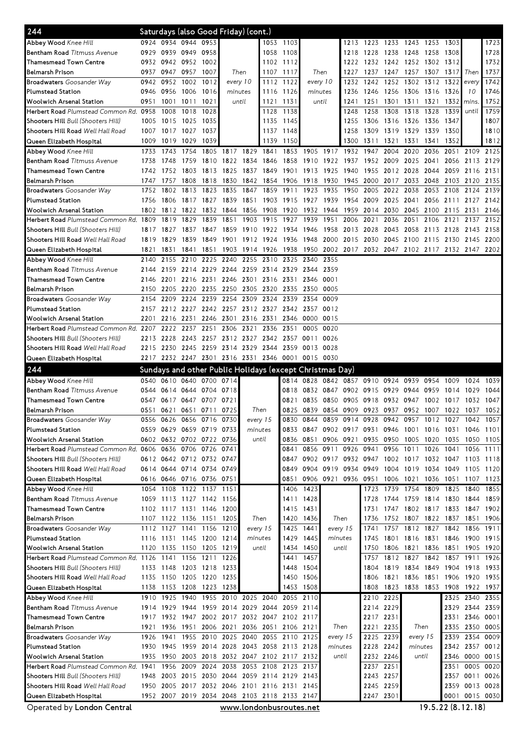## 244 Saturdays (also Good Friday) (cont.)

| Stop | | | | | | | | | | | | | | | | | | |
|---|---|---|---|---|---|---|---|---|---|---|---|---|---|---|---|---|---|---|
| **Abbey Wood** *Knee Hill* | 0924 | 0934 | 0944 | 0953 | | 1053 | 1103 | | 1213 | 1223 | 1233 | 1243 | 1253 | 1303 | | 1723 |
| **Bentham Road** *Titmuss Avenue* | 0929 | 0939 | 0949 | 0958 | | 1058 | 1108 | | 1218 | 1228 | 1238 | 1248 | 1258 | 1308 | | 1728 |
| **Thamesmead Town Centre** | 0932 | 0942 | 0952 | 1002 | | 1102 | 1112 | | 1222 | 1232 | 1242 | 1252 | 1302 | 1312 | | 1732 |
| **Belmarsh Prison** | 0937 | 0947 | 0957 | 1007 | Then | 1107 | 1117 | Then | 1227 | 1237 | 1247 | 1257 | 1307 | 1317 | Then | 1737 |
| **Broadwaters** *Goosander Way* | 0942 | 0952 | 1002 | 1012 | every 10 | 1112 | 1122 | every 10 | 1232 | 1242 | 1252 | 1302 | 1312 | 1322 | every | 1742 |
| **Plumstead Station** | 0946 | 0956 | 1006 | 1016 | minutes | 1116 | 1126 | minutes | 1236 | 1246 | 1256 | 1306 | 1316 | 1326 | 10 | 1746 |
| **Woolwich Arsenal Station** | 0951 | 1001 | 1011 | 1021 | until | 1121 | 1131 | until | 1241 | 1251 | 1301 | 1311 | 1321 | 1332 | mins. | 1752 |
| **Herbert Road** *Plumstead Common Rd.* | 0958 | 1008 | 1018 | 1028 | | 1128 | 1138 | | 1248 | 1258 | 1308 | 1318 | 1328 | 1339 | until | 1759 |
| **Shooters Hill** *Bull (Shooters Hill)* | 1005 | 1015 | 1025 | 1035 | | 1135 | 1145 | | 1255 | 1306 | 1316 | 1326 | 1336 | 1347 | | 1807 |
| **Shooters Hill Road** *Well Hall Road* | 1007 | 1017 | 1027 | 1037 | | 1137 | 1148 | | 1258 | 1309 | 1319 | 1329 | 1339 | 1350 | | 1810 |
| **Queen Elizabeth Hospital** | 1009 | 1019 | 1029 | 1039 | | 1139 | 1150 | | 1300 | 1311 | 1321 | 1331 | 1341 | 1352 | | 1812 |

| Stop | | | | | | | | | | | | | | | | | | |
|---|---|---|---|---|---|---|---|---|---|---|---|---|---|---|---|---|---|---|
| **Abbey Wood** *Knee Hill* | 1733 | 1743 | 1754 | 1805 | 1817 | 1829 | 1841 | 1853 | 1905 | 1917 | 1932 | 1947 | 2004 | 2020 | 2036 | 2051 | 2109 | 2125 |
| **Bentham Road** *Titmuss Avenue* | 1738 | 1748 | 1759 | 1810 | 1822 | 1834 | 1846 | 1858 | 1910 | 1922 | 1937 | 1952 | 2009 | 2025 | 2041 | 2056 | 2113 | 2129 |
| **Thamesmead Town Centre** | 1742 | 1752 | 1803 | 1813 | 1825 | 1837 | 1849 | 1901 | 1913 | 1925 | 1940 | 1955 | 2012 | 2028 | 2044 | 2059 | 2116 | 2131 |
| **Belmarsh Prison** | 1747 | 1757 | 1808 | 1818 | 1830 | 1842 | 1854 | 1906 | 1918 | 1930 | 1945 | 2000 | 2017 | 2033 | 2048 | 2103 | 2120 | 2135 |
| **Broadwaters** *Goosander Way* | 1752 | 1802 | 1813 | 1823 | 1835 | 1847 | 1859 | 1911 | 1923 | 1935 | 1950 | 2005 | 2022 | 2038 | 2053 | 2108 | 2124 | 2139 |
| **Plumstead Station** | 1756 | 1806 | 1817 | 1827 | 1839 | 1851 | 1903 | 1915 | 1927 | 1939 | 1954 | 2009 | 2025 | 2041 | 2056 | 2111 | 2127 | 2142 |
| **Woolwich Arsenal Station** | 1802 | 1812 | 1822 | 1832 | 1844 | 1856 | 1908 | 1920 | 1932 | 1944 | 1959 | 2014 | 2030 | 2045 | 2100 | 2115 | 2131 | 2146 |
| **Herbert Road** *Plumstead Common Rd.* | 1809 | 1819 | 1829 | 1839 | 1851 | 1903 | 1915 | 1927 | 1939 | 1951 | 2006 | 2021 | 2036 | 2051 | 2106 | 2121 | 2137 | 2152 |
| **Shooters Hill** *Bull (Shooters Hill)* | 1817 | 1827 | 1837 | 1847 | 1859 | 1910 | 1922 | 1934 | 1946 | 1958 | 2013 | 2028 | 2043 | 2058 | 2113 | 2128 | 2143 | 2158 |
| **Shooters Hill Road** *Well Hall Road* | 1819 | 1829 | 1839 | 1849 | 1901 | 1912 | 1924 | 1936 | 1948 | 2000 | 2015 | 2030 | 2045 | 2100 | 2115 | 2130 | 2145 | 2200 |
| **Queen Elizabeth Hospital** | 1821 | 1831 | 1841 | 1851 | 1903 | 1914 | 1926 | 1938 | 1950 | 2002 | 2017 | 2032 | 2047 | 2102 | 2117 | 2132 | 2147 | 2202 |

| Stop | | | | | | | | | | |
|---|---|---|---|---|---|---|---|---|---|---|
| **Abbey Wood** *Knee Hill* | 2140 | 2155 | 2210 | 2225 | 2240 | 2255 | 2310 | 2325 | 2340 | 2355 |
| **Bentham Road** *Titmuss Avenue* | 2144 | 2159 | 2214 | 2229 | 2244 | 2259 | 2314 | 2329 | 2344 | 2359 |
| **Thamesmead Town Centre** | 2146 | 2201 | 2216 | 2231 | 2246 | 2301 | 2316 | 2331 | 2346 | 0001 |
| **Belmarsh Prison** | 2150 | 2205 | 2220 | 2235 | 2250 | 2305 | 2320 | 2335 | 2350 | 0005 |
| **Broadwaters** *Goosander Way* | 2154 | 2209 | 2224 | 2239 | 2254 | 2309 | 2324 | 2339 | 2354 | 0009 |
| **Plumstead Station** | 2157 | 2212 | 2227 | 2242 | 2257 | 2312 | 2327 | 2342 | 2357 | 0012 |
| **Woolwich Arsenal Station** | 2201 | 2216 | 2231 | 2246 | 2301 | 2316 | 2331 | 2346 | 0000 | 0015 |
| **Herbert Road** *Plumstead Common Rd.* | 2207 | 2222 | 2237 | 2251 | 2306 | 2321 | 2336 | 2351 | 0005 | 0020 |
| **Shooters Hill** *Bull (Shooters Hill)* | 2213 | 2228 | 2243 | 2257 | 2312 | 2327 | 2342 | 2357 | 0011 | 0026 |
| **Shooters Hill Road** *Well Hall Road* | 2215 | 2230 | 2245 | 2259 | 2314 | 2329 | 2344 | 2359 | 0013 | 0028 |
| **Queen Elizabeth Hospital** | 2217 | 2232 | 2247 | 2301 | 2316 | 2331 | 2346 | 0001 | 0015 | 0030 |

## 244 Sundays and other Public Holidays (except Christmas Day)

| Stop | | | | | | | | | | | | | | | | | | |
|---|---|---|---|---|---|---|---|---|---|---|---|---|---|---|---|---|---|---|
| **Abbey Wood** *Knee Hill* | 0540 | 0610 | 0640 | 0700 | 0714 | | 0814 | 0828 | 0842 | 0857 | 0910 | 0924 | 0939 | 0954 | 1009 | 1024 | 1039 |
| **Bentham Road** *Titmuss Avenue* | 0544 | 0614 | 0644 | 0704 | 0718 | | 0818 | 0832 | 0847 | 0902 | 0915 | 0929 | 0944 | 0959 | 1014 | 1029 | 1044 |
| **Thamesmead Town Centre** | 0547 | 0617 | 0647 | 0707 | 0721 | | 0821 | 0835 | 0850 | 0905 | 0918 | 0932 | 0947 | 1002 | 1017 | 1032 | 1047 |
| **Belmarsh Prison** | 0551 | 0621 | 0651 | 0711 | 0725 | Then | 0825 | 0839 | 0854 | 0909 | 0923 | 0937 | 0952 | 1007 | 1022 | 1037 | 1052 |
| **Broadwaters** *Goosander Way* | 0556 | 0626 | 0656 | 0716 | 0730 | every 15 | 0830 | 0844 | 0859 | 0914 | 0928 | 0942 | 0957 | 1012 | 1027 | 1042 | 1057 |
| **Plumstead Station** | 0559 | 0629 | 0659 | 0719 | 0733 | minutes | 0833 | 0847 | 0902 | 0917 | 0931 | 0946 | 1001 | 1016 | 1031 | 1046 | 1101 |
| **Woolwich Arsenal Station** | 0602 | 0632 | 0702 | 0722 | 0736 | until | 0836 | 0851 | 0906 | 0921 | 0935 | 0950 | 1005 | 1020 | 1035 | 1050 | 1105 |
| **Herbert Road** *Plumstead Common Rd.* | 0606 | 0636 | 0706 | 0726 | 0741 | | 0841 | 0856 | 0911 | 0926 | 0941 | 0956 | 1011 | 1026 | 1041 | 1056 | 1111 |
| **Shooters Hill** *Bull (Shooters Hill)* | 0612 | 0642 | 0712 | 0732 | 0747 | | 0847 | 0902 | 0917 | 0932 | 0947 | 1002 | 1017 | 1032 | 1047 | 1103 | 1118 |
| **Shooters Hill Road** *Well Hall Road* | 0614 | 0644 | 0714 | 0734 | 0749 | | 0849 | 0904 | 0919 | 0934 | 0949 | 1004 | 1019 | 1034 | 1049 | 1105 | 1120 |
| **Queen Elizabeth Hospital** | 0616 | 0646 | 0716 | 0736 | 0751 | | 0851 | 0906 | 0921 | 0936 | 0951 | 1006 | 1021 | 1036 | 1051 | 1107 | 1123 |

| Stop | | | | | | | | | | | | | | | | | |
|---|---|---|---|---|---|---|---|---|---|---|---|---|---|---|---|---|---|
| **Abbey Wood** *Knee Hill* | 1054 | 1108 | 1122 | 1137 | 1151 | | 1406 | 1423 | | 1723 | 1739 | 1754 | 1809 | 1825 | 1840 | 1855 |
| **Bentham Road** *Titmuss Avenue* | 1059 | 1113 | 1127 | 1142 | 1156 | | 1411 | 1428 | | 1728 | 1744 | 1759 | 1814 | 1830 | 1844 | 1859 |
| **Thamesmead Town Centre** | 1102 | 1117 | 1131 | 1146 | 1200 | | 1415 | 1431 | | 1731 | 1747 | 1802 | 1817 | 1833 | 1847 | 1902 |
| **Belmarsh Prison** | 1107 | 1122 | 1136 | 1151 | 1205 | Then | 1420 | 1436 | Then | 1736 | 1752 | 1807 | 1822 | 1837 | 1851 | 1906 |
| **Broadwaters** *Goosander Way* | 1112 | 1127 | 1141 | 1156 | 1210 | every 15 | 1425 | 1441 | every 15 | 1741 | 1757 | 1812 | 1827 | 1842 | 1856 | 1911 |
| **Plumstead Station** | 1116 | 1131 | 1145 | 1200 | 1214 | minutes | 1429 | 1445 | minutes | 1745 | 1801 | 1816 | 1831 | 1846 | 1900 | 1915 |
| **Woolwich Arsenal Station** | 1120 | 1135 | 1150 | 1205 | 1219 | until | 1434 | 1450 | until | 1750 | 1806 | 1821 | 1836 | 1851 | 1905 | 1920 |
| **Herbert Road** *Plumstead Common Rd.* | 1126 | 1141 | 1156 | 1211 | 1226 | | 1441 | 1457 | | 1757 | 1812 | 1827 | 1842 | 1857 | 1911 | 1926 |
| **Shooters Hill** *Bull (Shooters Hill)* | 1133 | 1148 | 1203 | 1218 | 1233 | | 1448 | 1504 | | 1804 | 1819 | 1834 | 1849 | 1904 | 1918 | 1933 |
| **Shooters Hill Road** *Well Hall Road* | 1135 | 1150 | 1205 | 1220 | 1235 | | 1450 | 1506 | | 1806 | 1821 | 1836 | 1851 | 1906 | 1920 | 1935 |
| **Queen Elizabeth Hospital** | 1138 | 1153 | 1208 | 1223 | 1238 | | 1453 | 1508 | | 1808 | 1823 | 1838 | 1853 | 1908 | 1922 | 1937 |

| Stop | | | | | | | | | | | | | | | | | |
|---|---|---|---|---|---|---|---|---|---|---|---|---|---|---|---|---|---|
| **Abbey Wood** *Knee Hill* | 1910 | 1925 | 1940 | 1955 | 2010 | 2025 | 2040 | 2055 | 2110 | | 2210 | 2225 | | 2325 | 2340 | 2355 |
| **Bentham Road** *Titmuss Avenue* | 1914 | 1929 | 1944 | 1959 | 2014 | 2029 | 2044 | 2059 | 2114 | | 2214 | 2229 | | 2329 | 2344 | 2359 |
| **Thamesmead Town Centre** | 1917 | 1932 | 1947 | 2002 | 2017 | 2032 | 2047 | 2102 | 2117 | | 2217 | 2231 | | 2331 | 2346 | 0001 |
| **Belmarsh Prison** | 1921 | 1936 | 1951 | 2006 | 2021 | 2036 | 2051 | 2106 | 2121 | Then | 2221 | 2235 | Then | 2335 | 2350 | 0005 |
| **Broadwaters** *Goosander Way* | 1926 | 1941 | 1955 | 2010 | 2025 | 2040 | 2055 | 2110 | 2125 | every 15 | 2225 | 2239 | every 15 | 2339 | 2354 | 0009 |
| **Plumstead Station** | 1930 | 1945 | 1959 | 2014 | 2028 | 2043 | 2058 | 2113 | 2128 | minutes | 2228 | 2242 | minutes | 2342 | 2357 | 0012 |
| **Woolwich Arsenal Station** | 1935 | 1950 | 2003 | 2018 | 2032 | 2047 | 2102 | 2117 | 2132 | until | 2232 | 2246 | until | 2346 | 0000 | 0015 |
| **Herbert Road** *Plumstead Common Rd.* | 1941 | 1956 | 2009 | 2024 | 2038 | 2053 | 2108 | 2123 | 2137 | | 2237 | 2251 | | 2351 | 0005 | 0020 |
| **Shooters Hill** *Bull (Shooters Hill)* | 1948 | 2003 | 2015 | 2030 | 2044 | 2059 | 2114 | 2129 | 2143 | | 2243 | 2257 | | 2357 | 0011 | 0026 |
| **Shooters Hill Road** *Well Hall Road* | 1950 | 2005 | 2017 | 2032 | 2046 | 2101 | 2116 | 2131 | 2145 | | 2245 | 2259 | | 2359 | 0013 | 0028 |
| **Queen Elizabeth Hospital** | 1952 | 2007 | 2019 | 2034 | 2048 | 2103 | 2118 | 2133 | 2147 | | 2247 | 2301 | | 0001 | 0015 | 0030 |

Operated by **London Central** www.londonbusroutes.net 19.5.22 (8.12.18)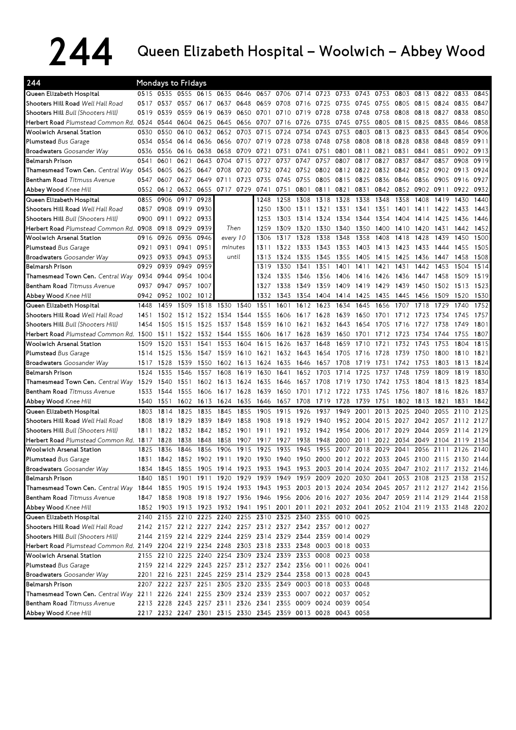# 244 Queen Elizabeth Hospital – Woolwich – Abbey Wood

**244 — Mondays to Fridays**

| Stop | | | | | | | | | | | | | | | | | | |
|---|---|---|---|---|---|---|---|---|---|---|---|---|---|---|---|---|---|---|
| Queen Elizabeth Hospital | 0515 | 0535 | 0555 | 0615 | 0635 | 0646 | 0657 | 0706 | 0714 | 0723 | 0733 | 0743 | 0753 | 0803 | 0813 | 0822 | 0833 | 0845 |
| Shooters Hill Road *Well Hall Road* | 0517 | 0537 | 0557 | 0617 | 0637 | 0648 | 0659 | 0708 | 0716 | 0725 | 0735 | 0745 | 0755 | 0805 | 0815 | 0824 | 0835 | 0847 |
| Shooters Hill *Bull (Shooters Hill)* | 0519 | 0539 | 0559 | 0619 | 0639 | 0650 | 0701 | 0710 | 0719 | 0728 | 0738 | 0748 | 0758 | 0808 | 0818 | 0827 | 0838 | 0850 |
| Herbert Road *Plumstead Common Rd.* | 0524 | 0544 | 0604 | 0625 | 0645 | 0656 | 0707 | 0716 | 0726 | 0735 | 0745 | 0755 | 0805 | 0815 | 0825 | 0835 | 0846 | 0858 |
| Woolwich Arsenal Station | 0530 | 0550 | 0610 | 0632 | 0652 | 0703 | 0715 | 0724 | 0734 | 0743 | 0753 | 0803 | 0813 | 0823 | 0833 | 0843 | 0854 | 0906 |
| Plumstead *Bus Garage* | 0534 | 0554 | 0614 | 0636 | 0656 | 0707 | 0719 | 0728 | 0738 | 0748 | 0758 | 0808 | 0818 | 0828 | 0838 | 0848 | 0859 | 0911 |
| Broadwaters *Goosander Way* | 0536 | 0556 | 0616 | 0638 | 0658 | 0709 | 0721 | 0731 | 0741 | 0751 | 0801 | 0811 | 0821 | 0831 | 0841 | 0851 | 0902 | 0913 |
| Belmarsh Prison | 0541 | 0601 | 0621 | 0643 | 0704 | 0715 | 0727 | 0737 | 0747 | 0757 | 0807 | 0817 | 0827 | 0837 | 0847 | 0857 | 0908 | 0919 |
| Thamesmead Town Cen. *Central Way* | 0545 | 0605 | 0625 | 0647 | 0708 | 0720 | 0732 | 0742 | 0752 | 0802 | 0812 | 0822 | 0832 | 0842 | 0852 | 0902 | 0913 | 0924 |
| Bentham Road *Titmuss Avenue* | 0547 | 0607 | 0627 | 0649 | 0711 | 0723 | 0735 | 0745 | 0755 | 0805 | 0815 | 0825 | 0836 | 0846 | 0856 | 0905 | 0916 | 0927 |
| Abbey Wood *Knee Hill* | 0552 | 0612 | 0632 | 0655 | 0717 | 0729 | 0741 | 0751 | 0801 | 0811 | 0821 | 0831 | 0842 | 0852 | 0902 | 0911 | 0922 | 0932 |
| Queen Elizabeth Hospital | 0855 | 0906 | 0917 | 0928 | | | 1248 | 1258 | 1308 | 1318 | 1328 | 1338 | 1348 | 1358 | 1408 | 1419 | 1430 | 1440 |
| Shooters Hill Road *Well Hall Road* | 0857 | 0908 | 0919 | 0930 | | | 1250 | 1300 | 1311 | 1321 | 1331 | 1341 | 1351 | 1401 | 1411 | 1422 | 1433 | 1443 |
| Shooters Hill *Bull (Shooters Hill)* | 0900 | 0911 | 0922 | 0933 | | | 1253 | 1303 | 1314 | 1324 | 1334 | 1344 | 1354 | 1404 | 1414 | 1425 | 1436 | 1446 |
| Herbert Road *Plumstead Common Rd.* | 0908 | 0918 | 0929 | 0939 | Then | | 1259 | 1309 | 1320 | 1330 | 1340 | 1350 | 1400 | 1410 | 1420 | 1431 | 1442 | 1452 |
| Woolwich Arsenal Station | 0916 | 0926 | 0936 | 0946 | every 10 | | 1306 | 1317 | 1328 | 1338 | 1348 | 1358 | 1408 | 1418 | 1428 | 1439 | 1450 | 1500 |
| Plumstead *Bus Garage* | 0921 | 0931 | 0941 | 0951 | minutes | | 1311 | 1322 | 1333 | 1343 | 1353 | 1403 | 1413 | 1423 | 1433 | 1444 | 1455 | 1505 |
| Broadwaters *Goosander Way* | 0923 | 0933 | 0943 | 0953 | until | | 1313 | 1324 | 1335 | 1345 | 1355 | 1405 | 1415 | 1425 | 1436 | 1447 | 1458 | 1508 |
| Belmarsh Prison | 0929 | 0939 | 0949 | 0959 | | | 1319 | 1330 | 1341 | 1351 | 1401 | 1411 | 1421 | 1431 | 1442 | 1453 | 1504 | 1514 |
| Thamesmead Town Cen. *Central Way* | 0934 | 0944 | 0954 | 1004 | | | 1324 | 1335 | 1346 | 1356 | 1406 | 1416 | 1426 | 1436 | 1447 | 1458 | 1509 | 1519 |
| Bentham Road *Titmuss Avenue* | 0937 | 0947 | 0957 | 1007 | | | 1327 | 1338 | 1349 | 1359 | 1409 | 1419 | 1429 | 1439 | 1450 | 1502 | 1513 | 1523 |
| Abbey Wood *Knee Hill* | 0942 | 0952 | 1002 | 1012 | | | 1332 | 1343 | 1354 | 1404 | 1414 | 1425 | 1435 | 1445 | 1456 | 1509 | 1520 | 1530 |
| Queen Elizabeth Hospital | 1448 | 1459 | 1509 | 1518 | 1530 | 1540 | 1551 | 1601 | 1612 | 1623 | 1634 | 1645 | 1656 | 1707 | 1718 | 1729 | 1740 | 1752 |
| Shooters Hill Road *Well Hall Road* | 1451 | 1502 | 1512 | 1522 | 1534 | 1544 | 1555 | 1606 | 1617 | 1628 | 1639 | 1650 | 1701 | 1712 | 1723 | 1734 | 1745 | 1757 |
| Shooters Hill *Bull (Shooters Hill)* | 1454 | 1505 | 1515 | 1525 | 1537 | 1548 | 1559 | 1610 | 1621 | 1632 | 1643 | 1654 | 1705 | 1716 | 1727 | 1738 | 1749 | 1801 |
| Herbert Road *Plumstead Common Rd.* | 1500 | 1511 | 1522 | 1532 | 1544 | 1555 | 1606 | 1617 | 1628 | 1639 | 1650 | 1701 | 1712 | 1723 | 1734 | 1744 | 1755 | 1807 |
| Woolwich Arsenal Station | 1509 | 1520 | 1531 | 1541 | 1553 | 1604 | 1615 | 1626 | 1637 | 1648 | 1659 | 1710 | 1721 | 1732 | 1743 | 1753 | 1804 | 1815 |
| Plumstead *Bus Garage* | 1514 | 1525 | 1536 | 1547 | 1559 | 1610 | 1621 | 1632 | 1643 | 1654 | 1705 | 1716 | 1728 | 1739 | 1750 | 1800 | 1810 | 1821 |
| Broadwaters *Goosander Way* | 1517 | 1528 | 1539 | 1550 | 1602 | 1613 | 1624 | 1635 | 1646 | 1657 | 1708 | 1719 | 1731 | 1742 | 1753 | 1803 | 1813 | 1824 |
| Belmarsh Prison | 1524 | 1535 | 1546 | 1557 | 1608 | 1619 | 1630 | 1641 | 1652 | 1703 | 1714 | 1725 | 1737 | 1748 | 1759 | 1809 | 1819 | 1830 |
| Thamesmead Town Cen. *Central Way* | 1529 | 1540 | 1551 | 1602 | 1613 | 1624 | 1635 | 1646 | 1657 | 1708 | 1719 | 1730 | 1742 | 1753 | 1804 | 1813 | 1823 | 1834 |
| Bentham Road *Titmuss Avenue* | 1533 | 1544 | 1555 | 1606 | 1617 | 1628 | 1639 | 1650 | 1701 | 1712 | 1722 | 1733 | 1745 | 1756 | 1807 | 1816 | 1826 | 1837 |
| Abbey Wood *Knee Hill* | 1540 | 1551 | 1602 | 1613 | 1624 | 1635 | 1646 | 1657 | 1708 | 1719 | 1728 | 1739 | 1751 | 1802 | 1813 | 1821 | 1831 | 1842 |
| Queen Elizabeth Hospital | 1803 | 1814 | 1825 | 1835 | 1845 | 1855 | 1905 | 1915 | 1926 | 1937 | 1949 | 2001 | 2013 | 2025 | 2040 | 2055 | 2110 | 2125 |
| Shooters Hill Road *Well Hall Road* | 1808 | 1819 | 1829 | 1839 | 1849 | 1858 | 1908 | 1918 | 1929 | 1940 | 1952 | 2004 | 2015 | 2027 | 2042 | 2057 | 2112 | 2127 |
| Shooters Hill *Bull (Shooters Hill)* | 1811 | 1822 | 1832 | 1842 | 1852 | 1901 | 1911 | 1921 | 1932 | 1942 | 1954 | 2006 | 2017 | 2029 | 2044 | 2059 | 2114 | 2129 |
| Herbert Road *Plumstead Common Rd.* | 1817 | 1828 | 1838 | 1848 | 1858 | 1907 | 1917 | 1927 | 1938 | 1948 | 2000 | 2011 | 2022 | 2034 | 2049 | 2104 | 2119 | 2134 |
| Woolwich Arsenal Station | 1825 | 1836 | 1846 | 1856 | 1906 | 1915 | 1925 | 1935 | 1945 | 1955 | 2007 | 2018 | 2029 | 2041 | 2056 | 2111 | 2126 | 2140 |
| Plumstead *Bus Garage* | 1831 | 1842 | 1852 | 1902 | 1911 | 1920 | 1930 | 1940 | 1950 | 2000 | 2012 | 2022 | 2033 | 2045 | 2100 | 2115 | 2130 | 2144 |
| Broadwaters *Goosander Way* | 1834 | 1845 | 1855 | 1905 | 1914 | 1923 | 1933 | 1943 | 1953 | 2003 | 2014 | 2024 | 2035 | 2047 | 2102 | 2117 | 2132 | 2146 |
| Belmarsh Prison | 1840 | 1851 | 1901 | 1911 | 1920 | 1929 | 1939 | 1949 | 1959 | 2009 | 2020 | 2030 | 2041 | 2053 | 2108 | 2123 | 2138 | 2152 |
| Thamesmead Town Cen. *Central Way* | 1844 | 1855 | 1905 | 1915 | 1924 | 1933 | 1943 | 1953 | 2003 | 2013 | 2024 | 2034 | 2045 | 2057 | 2112 | 2127 | 2142 | 2156 |
| Bentham Road *Titmuss Avenue* | 1847 | 1858 | 1908 | 1918 | 1927 | 1936 | 1946 | 1956 | 2006 | 2016 | 2027 | 2036 | 2047 | 2059 | 2114 | 2129 | 2144 | 2158 |
| Abbey Wood *Knee Hill* | 1852 | 1903 | 1913 | 1923 | 1932 | 1941 | 1951 | 2001 | 2011 | 2021 | 2032 | 2041 | 2052 | 2104 | 2119 | 2133 | 2148 | 2202 |
| Queen Elizabeth Hospital | 2140 | 2155 | 2210 | 2225 | 2240 | 2255 | 2310 | 2325 | 2340 | 2355 | 0010 | 0025 | | | | | | |
| Shooters Hill Road *Well Hall Road* | 2142 | 2157 | 2212 | 2227 | 2242 | 2257 | 2312 | 2327 | 2342 | 2357 | 0012 | 0027 | | | | | | |
| Shooters Hill *Bull (Shooters Hill)* | 2144 | 2159 | 2214 | 2229 | 2244 | 2259 | 2314 | 2329 | 2344 | 2359 | 0014 | 0029 | | | | | | |
| Herbert Road *Plumstead Common Rd.* | 2149 | 2204 | 2219 | 2234 | 2248 | 2303 | 2318 | 2333 | 2348 | 0003 | 0018 | 0033 | | | | | | |
| Woolwich Arsenal Station | 2155 | 2210 | 2225 | 2240 | 2254 | 2309 | 2324 | 2339 | 2353 | 0008 | 0023 | 0038 | | | | | | |
| Plumstead *Bus Garage* | 2159 | 2214 | 2229 | 2243 | 2257 | 2312 | 2327 | 2342 | 2356 | 0011 | 0026 | 0041 | | | | | | |
| Broadwaters *Goosander Way* | 2201 | 2216 | 2231 | 2245 | 2259 | 2314 | 2329 | 2344 | 2358 | 0013 | 0028 | 0043 | | | | | | |
| Belmarsh Prison | 2207 | 2222 | 2237 | 2251 | 2305 | 2320 | 2335 | 2349 | 0003 | 0018 | 0033 | 0048 | | | | | | |
| Thamesmead Town Cen. *Central Way* | 2211 | 2226 | 2241 | 2255 | 2309 | 2324 | 2339 | 2353 | 0007 | 0022 | 0037 | 0052 | | | | | | |
| Bentham Road *Titmuss Avenue* | 2213 | 2228 | 2243 | 2257 | 2311 | 2326 | 2341 | 2355 | 0009 | 0024 | 0039 | 0054 | | | | | | |
| Abbey Wood *Knee Hill* | 2217 | 2232 | 2247 | 2301 | 2315 | 2330 | 2345 | 2359 | 0013 | 0028 | 0043 | 0058 | | | | | | |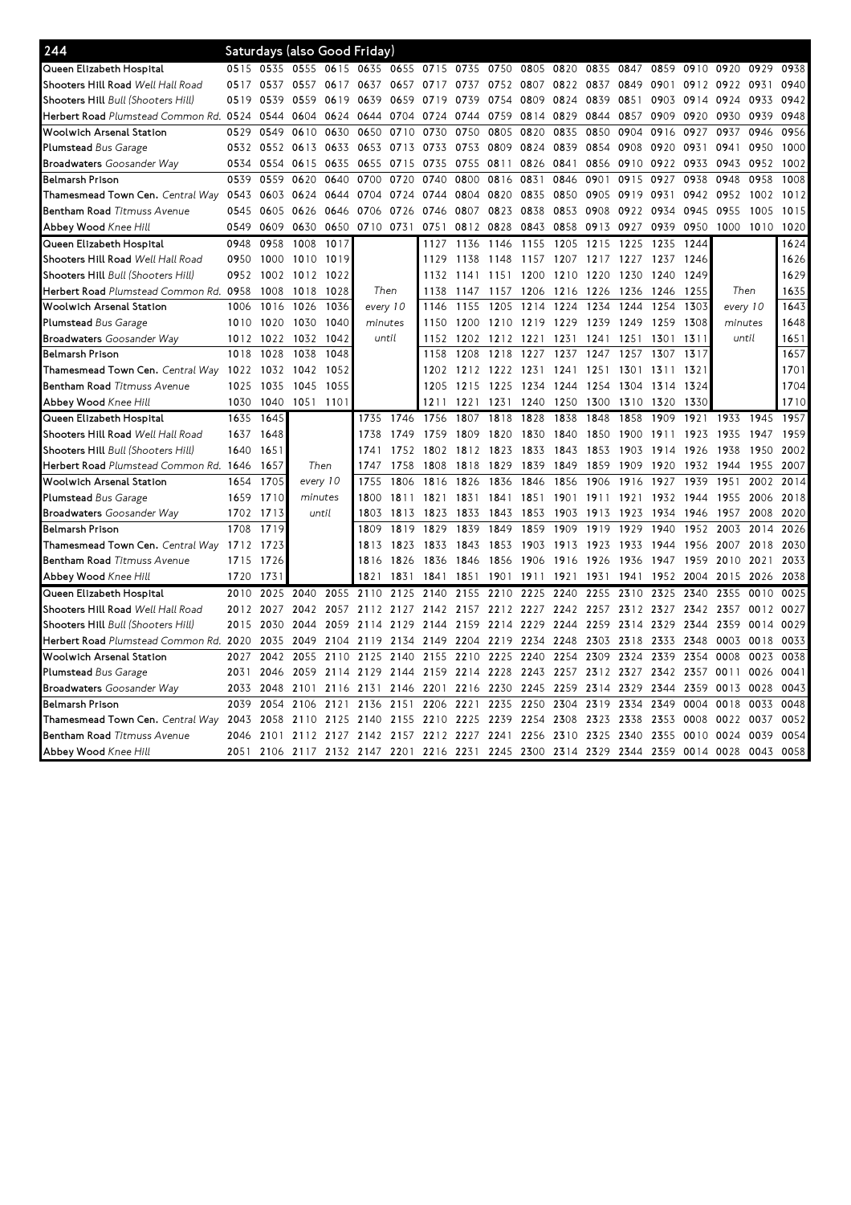## 244 Saturdays (also Good Friday)

| 244 | | | | | | | | | | | | | | | | | | |
|---|---|---|---|---|---|---|---|---|---|---|---|---|---|---|---|---|---|---|
| Queen Elizabeth Hospital | 0515 | 0535 | 0555 | 0615 | 0635 | 0655 | 0715 | 0735 | 0750 | 0805 | 0820 | 0835 | 0847 | 0859 | 0910 | 0920 | 0929 | 0938 |
| Shooters Hill Road *Well Hall Road* | 0517 | 0537 | 0557 | 0617 | 0637 | 0657 | 0717 | 0737 | 0752 | 0807 | 0822 | 0837 | 0849 | 0901 | 0912 | 0922 | 0931 | 0940 |
| Shooters Hill *Bull (Shooters Hill)* | 0519 | 0539 | 0559 | 0619 | 0639 | 0659 | 0719 | 0739 | 0754 | 0809 | 0824 | 0839 | 0851 | 0903 | 0914 | 0924 | 0933 | 0942 |
| Herbert Road *Plumstead Common Rd.* | 0524 | 0544 | 0604 | 0624 | 0644 | 0704 | 0724 | 0744 | 0759 | 0814 | 0829 | 0844 | 0857 | 0909 | 0920 | 0930 | 0939 | 0948 |
| Woolwich Arsenal Station | 0529 | 0549 | 0610 | 0630 | 0650 | 0710 | 0730 | 0750 | 0805 | 0820 | 0835 | 0850 | 0904 | 0916 | 0927 | 0937 | 0946 | 0956 |
| Plumstead *Bus Garage* | 0532 | 0552 | 0613 | 0633 | 0653 | 0713 | 0733 | 0753 | 0809 | 0824 | 0839 | 0854 | 0908 | 0920 | 0931 | 0941 | 0950 | 1000 |
| Broadwaters *Goosander Way* | 0534 | 0554 | 0615 | 0635 | 0655 | 0715 | 0735 | 0755 | 0811 | 0826 | 0841 | 0856 | 0910 | 0922 | 0933 | 0943 | 0952 | 1002 |
| Belmarsh Prison | 0539 | 0559 | 0620 | 0640 | 0700 | 0720 | 0740 | 0800 | 0816 | 0831 | 0846 | 0901 | 0915 | 0927 | 0938 | 0948 | 0958 | 1008 |
| Thamesmead Town Cen. *Central Way* | 0543 | 0603 | 0624 | 0644 | 0704 | 0724 | 0744 | 0804 | 0820 | 0835 | 0850 | 0905 | 0919 | 0931 | 0942 | 0952 | 1002 | 1012 |
| Bentham Road *Titmuss Avenue* | 0545 | 0605 | 0626 | 0646 | 0706 | 0726 | 0746 | 0807 | 0823 | 0838 | 0853 | 0908 | 0922 | 0934 | 0945 | 0955 | 1005 | 1015 |
| Abbey Wood *Knee Hill* | 0549 | 0609 | 0630 | 0650 | 0710 | 0731 | 0751 | 0812 | 0828 | 0843 | 0858 | 0913 | 0927 | 0939 | 0950 | 1000 | 1010 | 1020 |

| 244 | | | | | | | | | | | | | | | | | | |
|---|---|---|---|---|---|---|---|---|---|---|---|---|---|---|---|---|---|---|
| Queen Elizabeth Hospital | 0948 | 0958 | 1008 | 1017 | Then every 10 minutes until | | 1127 | 1136 | 1146 | 1155 | 1205 | 1215 | 1225 | 1235 | 1244 | Then every 10 minutes until | | 1624 |
| Shooters Hill Road *Well Hall Road* | 0950 | 1000 | 1010 | 1019 | | | 1129 | 1138 | 1148 | 1157 | 1207 | 1217 | 1227 | 1237 | 1246 | | | 1626 |
| Shooters Hill *Bull (Shooters Hill)* | 0952 | 1002 | 1012 | 1022 | | | 1132 | 1141 | 1151 | 1200 | 1210 | 1220 | 1230 | 1240 | 1249 | | | 1629 |
| Herbert Road *Plumstead Common Rd.* | 0958 | 1008 | 1018 | 1028 | | | 1138 | 1147 | 1157 | 1206 | 1216 | 1226 | 1236 | 1246 | 1255 | | | 1635 |
| Woolwich Arsenal Station | 1006 | 1016 | 1026 | 1036 | | | 1146 | 1155 | 1205 | 1214 | 1224 | 1234 | 1244 | 1254 | 1303 | | | 1643 |
| Plumstead *Bus Garage* | 1010 | 1020 | 1030 | 1040 | | | 1150 | 1200 | 1210 | 1219 | 1229 | 1239 | 1249 | 1259 | 1308 | | | 1648 |
| Broadwaters *Goosander Way* | 1012 | 1022 | 1032 | 1042 | | | 1152 | 1202 | 1212 | 1221 | 1231 | 1241 | 1251 | 1301 | 1311 | | | 1651 |
| Belmarsh Prison | 1018 | 1028 | 1038 | 1048 | | | 1158 | 1208 | 1218 | 1227 | 1237 | 1247 | 1257 | 1307 | 1317 | | | 1657 |
| Thamesmead Town Cen. *Central Way* | 1022 | 1032 | 1042 | 1052 | | | 1202 | 1212 | 1222 | 1231 | 1241 | 1251 | 1301 | 1311 | 1321 | | | 1701 |
| Bentham Road *Titmuss Avenue* | 1025 | 1035 | 1045 | 1055 | | | 1205 | 1215 | 1225 | 1234 | 1244 | 1254 | 1304 | 1314 | 1324 | | | 1704 |
| Abbey Wood *Knee Hill* | 1030 | 1040 | 1051 | 1101 | | | 1211 | 1221 | 1231 | 1240 | 1250 | 1300 | 1310 | 1320 | 1330 | | | 1710 |

| 244 | | | | | | | | | | | | | | | | | | |
|---|---|---|---|---|---|---|---|---|---|---|---|---|---|---|---|---|---|---|
| Queen Elizabeth Hospital | 1635 | 1645 | Then every 10 minutes until | | 1735 | 1746 | 1756 | 1807 | 1818 | 1828 | 1838 | 1848 | 1858 | 1909 | 1921 | 1933 | 1945 | 1957 |
| Shooters Hill Road *Well Hall Road* | 1637 | 1648 | | | 1738 | 1749 | 1759 | 1809 | 1820 | 1830 | 1840 | 1850 | 1900 | 1911 | 1923 | 1935 | 1947 | 1959 |
| Shooters Hill *Bull (Shooters Hill)* | 1640 | 1651 | | | 1741 | 1752 | 1802 | 1812 | 1823 | 1833 | 1843 | 1853 | 1903 | 1914 | 1926 | 1938 | 1950 | 2002 |
| Herbert Road *Plumstead Common Rd.* | 1646 | 1657 | | | 1747 | 1758 | 1808 | 1818 | 1829 | 1839 | 1849 | 1859 | 1909 | 1920 | 1932 | 1944 | 1955 | 2007 |
| Woolwich Arsenal Station | 1654 | 1705 | | | 1755 | 1806 | 1816 | 1826 | 1836 | 1846 | 1856 | 1906 | 1916 | 1927 | 1939 | 1951 | 2002 | 2014 |
| Plumstead *Bus Garage* | 1659 | 1710 | | | 1800 | 1811 | 1821 | 1831 | 1841 | 1851 | 1901 | 1911 | 1921 | 1932 | 1944 | 1955 | 2006 | 2018 |
| Broadwaters *Goosander Way* | 1702 | 1713 | | | 1803 | 1813 | 1823 | 1833 | 1843 | 1853 | 1903 | 1913 | 1923 | 1934 | 1946 | 1957 | 2008 | 2020 |
| Belmarsh Prison | 1708 | 1719 | | | 1809 | 1819 | 1829 | 1839 | 1849 | 1859 | 1909 | 1919 | 1929 | 1940 | 1952 | 2003 | 2014 | 2026 |
| Thamesmead Town Cen. *Central Way* | 1712 | 1723 | | | 1813 | 1823 | 1833 | 1843 | 1853 | 1903 | 1913 | 1923 | 1933 | 1944 | 1956 | 2007 | 2018 | 2030 |
| Bentham Road *Titmuss Avenue* | 1715 | 1726 | | | 1816 | 1826 | 1836 | 1846 | 1856 | 1906 | 1916 | 1926 | 1936 | 1947 | 1959 | 2010 | 2021 | 2033 |
| Abbey Wood *Knee Hill* | 1720 | 1731 | | | 1821 | 1831 | 1841 | 1851 | 1901 | 1911 | 1921 | 1931 | 1941 | 1952 | 2004 | 2015 | 2026 | 2038 |

| 244 | | | | | | | | | | | | | | | | | | |
|---|---|---|---|---|---|---|---|---|---|---|---|---|---|---|---|---|---|---|
| Queen Elizabeth Hospital | 2010 | 2025 | 2040 | 2055 | 2110 | 2125 | 2140 | 2155 | 2210 | 2225 | 2240 | 2255 | 2310 | 2325 | 2340 | 2355 | 0010 | 0025 |
| Shooters Hill Road *Well Hall Road* | 2012 | 2027 | 2042 | 2057 | 2112 | 2127 | 2142 | 2157 | 2212 | 2227 | 2242 | 2257 | 2312 | 2327 | 2342 | 2357 | 0012 | 0027 |
| Shooters Hill *Bull (Shooters Hill)* | 2015 | 2030 | 2044 | 2059 | 2114 | 2129 | 2144 | 2159 | 2214 | 2229 | 2244 | 2259 | 2314 | 2329 | 2344 | 2359 | 0014 | 0029 |
| Herbert Road *Plumstead Common Rd.* | 2020 | 2035 | 2049 | 2104 | 2119 | 2134 | 2149 | 2204 | 2219 | 2234 | 2248 | 2303 | 2318 | 2333 | 2348 | 0003 | 0018 | 0033 |
| Woolwich Arsenal Station | 2027 | 2042 | 2055 | 2110 | 2125 | 2140 | 2155 | 2210 | 2225 | 2240 | 2254 | 2309 | 2324 | 2339 | 2354 | 0008 | 0023 | 0038 |
| Plumstead *Bus Garage* | 2031 | 2046 | 2059 | 2114 | 2129 | 2144 | 2159 | 2214 | 2228 | 2243 | 2257 | 2312 | 2327 | 2342 | 2357 | 0011 | 0026 | 0041 |
| Broadwaters *Goosander Way* | 2033 | 2048 | 2101 | 2116 | 2131 | 2146 | 2201 | 2216 | 2230 | 2245 | 2259 | 2314 | 2329 | 2344 | 2359 | 0013 | 0028 | 0043 |
| Belmarsh Prison | 2039 | 2054 | 2106 | 2121 | 2136 | 2151 | 2206 | 2221 | 2235 | 2250 | 2304 | 2319 | 2334 | 2349 | 0004 | 0018 | 0033 | 0048 |
| Thamesmead Town Cen. *Central Way* | 2043 | 2058 | 2110 | 2125 | 2140 | 2155 | 2210 | 2225 | 2239 | 2254 | 2308 | 2323 | 2338 | 2353 | 0008 | 0022 | 0037 | 0052 |
| Bentham Road *Titmuss Avenue* | 2046 | 2101 | 2112 | 2127 | 2142 | 2157 | 2212 | 2227 | 2241 | 2256 | 2310 | 2325 | 2340 | 2355 | 0010 | 0024 | 0039 | 0054 |
| Abbey Wood *Knee Hill* | 2051 | 2106 | 2117 | 2132 | 2147 | 2201 | 2216 | 2231 | 2245 | 2300 | 2314 | 2329 | 2344 | 2359 | 0014 | 0028 | 0043 | 0058 |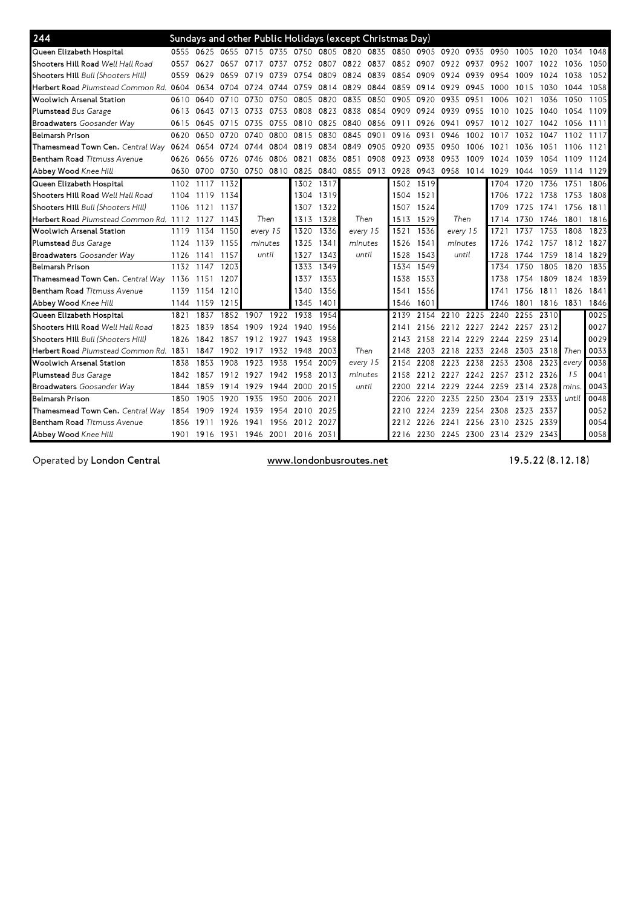## 244 Sundays and other Public Holidays (except Christmas Day)

| | | | | | | | | | | | | | | | | | | |
|---|---|---|---|---|---|---|---|---|---|---|---|---|---|---|---|---|---|---|
| **Queen Elizabeth Hospital** | 0555 | 0625 | 0655 | 0715 | 0735 | 0750 | 0805 | 0820 | 0835 | 0850 | 0905 | 0920 | 0935 | 0950 | 1005 | 1020 | 1034 | 1048 |
| **Shooters Hill Road** *Well Hall Road* | 0557 | 0627 | 0657 | 0717 | 0737 | 0752 | 0807 | 0822 | 0837 | 0852 | 0907 | 0922 | 0937 | 0952 | 1007 | 1022 | 1036 | 1050 |
| **Shooters Hill** *Bull (Shooters Hill)* | 0559 | 0629 | 0659 | 0719 | 0739 | 0754 | 0809 | 0824 | 0839 | 0854 | 0909 | 0924 | 0939 | 0954 | 1009 | 1024 | 1038 | 1052 |
| **Herbert Road** *Plumstead Common Rd.* | 0604 | 0634 | 0704 | 0724 | 0744 | 0759 | 0814 | 0829 | 0844 | 0859 | 0914 | 0929 | 0945 | 1000 | 1015 | 1030 | 1044 | 1058 |
| **Woolwich Arsenal Station** | 0610 | 0640 | 0710 | 0730 | 0750 | 0805 | 0820 | 0835 | 0850 | 0905 | 0920 | 0935 | 0951 | 1006 | 1021 | 1036 | 1050 | 1105 |
| **Plumstead** *Bus Garage* | 0613 | 0643 | 0713 | 0733 | 0753 | 0808 | 0823 | 0838 | 0854 | 0909 | 0924 | 0939 | 0955 | 1010 | 1025 | 1040 | 1054 | 1109 |
| **Broadwaters** *Goosander Way* | 0615 | 0645 | 0715 | 0735 | 0755 | 0810 | 0825 | 0840 | 0856 | 0911 | 0926 | 0941 | 0957 | 1012 | 1027 | 1042 | 1056 | 1111 |
| **Belmarsh Prison** | 0620 | 0650 | 0720 | 0740 | 0800 | 0815 | 0830 | 0845 | 0901 | 0916 | 0931 | 0946 | 1002 | 1017 | 1032 | 1047 | 1102 | 1117 |
| **Thamesmead Town Cen.** *Central Way* | 0624 | 0654 | 0724 | 0744 | 0804 | 0819 | 0834 | 0849 | 0905 | 0920 | 0935 | 0950 | 1006 | 1021 | 1036 | 1051 | 1106 | 1121 |
| **Bentham Road** *Titmuss Avenue* | 0626 | 0656 | 0726 | 0746 | 0806 | 0821 | 0836 | 0851 | 0908 | 0923 | 0938 | 0953 | 1009 | 1024 | 1039 | 1054 | 1109 | 1124 |
| **Abbey Wood** *Knee Hill* | 0630 | 0700 | 0730 | 0750 | 0810 | 0825 | 0840 | 0855 | 0913 | 0928 | 0943 | 0958 | 1014 | 1029 | 1044 | 1059 | 1114 | 1129 |

| | | | | | | | | | | | | | | | | |
|---|---|---|---|---|---|---|---|---|---|---|---|---|---|---|---|---|
| **Queen Elizabeth Hospital** | 1102 | 1117 | 1132 | | 1302 | 1317 | | 1502 | 1519 | | 1704 | 1720 | 1736 | 1751 | 1806 |
| **Shooters Hill Road** *Well Hall Road* | 1104 | 1119 | 1134 | | 1304 | 1319 | | 1504 | 1521 | | 1706 | 1722 | 1738 | 1753 | 1808 |
| **Shooters Hill** *Bull (Shooters Hill)* | 1106 | 1121 | 1137 | | 1307 | 1322 | | 1507 | 1524 | | 1709 | 1725 | 1741 | 1756 | 1811 |
| **Herbert Road** *Plumstead Common Rd.* | 1112 | 1127 | 1143 | *Then* | 1313 | 1328 | *Then* | 1513 | 1529 | *Then* | 1714 | 1730 | 1746 | 1801 | 1816 |
| **Woolwich Arsenal Station** | 1119 | 1134 | 1150 | *every 15* | 1320 | 1336 | *every 15* | 1521 | 1536 | *every 15* | 1721 | 1737 | 1753 | 1808 | 1823 |
| **Plumstead** *Bus Garage* | 1124 | 1139 | 1155 | *minutes* | 1325 | 1341 | *minutes* | 1526 | 1541 | *minutes* | 1726 | 1742 | 1757 | 1812 | 1827 |
| **Broadwaters** *Goosander Way* | 1126 | 1141 | 1157 | *until* | 1327 | 1343 | *until* | 1528 | 1543 | *until* | 1728 | 1744 | 1759 | 1814 | 1829 |
| **Belmarsh Prison** | 1132 | 1147 | 1203 | | 1333 | 1349 | | 1534 | 1549 | | 1734 | 1750 | 1805 | 1820 | 1835 |
| **Thamesmead Town Cen.** *Central Way* | 1136 | 1151 | 1207 | | 1337 | 1353 | | 1538 | 1553 | | 1738 | 1754 | 1809 | 1824 | 1839 |
| **Bentham Road** *Titmuss Avenue* | 1139 | 1154 | 1210 | | 1340 | 1356 | | 1541 | 1556 | | 1741 | 1756 | 1811 | 1826 | 1841 |
| **Abbey Wood** *Knee Hill* | 1144 | 1159 | 1215 | | 1345 | 1401 | | 1546 | 1601 | | 1746 | 1801 | 1816 | 1831 | 1846 |

| | | | | | | | | | | | | | | | | | |
|---|---|---|---|---|---|---|---|---|---|---|---|---|---|---|---|---|---|
| **Queen Elizabeth Hospital** | 1821 | 1837 | 1852 | 1907 | 1922 | 1938 | 1954 | | 2139 | 2154 | 2210 | 2225 | 2240 | 2255 | 2310 | | 0025 |
| **Shooters Hill Road** *Well Hall Road* | 1823 | 1839 | 1854 | 1909 | 1924 | 1940 | 1956 | | 2141 | 2156 | 2212 | 2227 | 2242 | 2257 | 2312 | | 0027 |
| **Shooters Hill** *Bull (Shooters Hill)* | 1826 | 1842 | 1857 | 1912 | 1927 | 1943 | 1958 | | 2143 | 2158 | 2214 | 2229 | 2244 | 2259 | 2314 | | 0029 |
| **Herbert Road** *Plumstead Common Rd.* | 1831 | 1847 | 1902 | 1917 | 1932 | 1948 | 2003 | *Then* | 2148 | 2203 | 2218 | 2233 | 2248 | 2303 | 2318 | *Then* | 0033 |
| **Woolwich Arsenal Station** | 1838 | 1853 | 1908 | 1923 | 1938 | 1954 | 2009 | *every 15* | 2154 | 2208 | 2223 | 2238 | 2253 | 2308 | 2323 | *every* | 0038 |
| **Plumstead** *Bus Garage* | 1842 | 1857 | 1912 | 1927 | 1942 | 1958 | 2013 | *minutes* | 2158 | 2212 | 2227 | 2242 | 2257 | 2312 | 2326 | *15* | 0041 |
| **Broadwaters** *Goosander Way* | 1844 | 1859 | 1914 | 1929 | 1944 | 2000 | 2015 | *until* | 2200 | 2214 | 2229 | 2244 | 2259 | 2314 | 2328 | *mins.* | 0043 |
| **Belmarsh Prison** | 1850 | 1905 | 1920 | 1935 | 1950 | 2006 | 2021 | | 2206 | 2220 | 2235 | 2250 | 2304 | 2319 | 2333 | *until* | 0048 |
| **Thamesmead Town Cen.** *Central Way* | 1854 | 1909 | 1924 | 1939 | 1954 | 2010 | 2025 | | 2210 | 2224 | 2239 | 2254 | 2308 | 2323 | 2337 | | 0052 |
| **Bentham Road** *Titmuss Avenue* | 1856 | 1911 | 1926 | 1941 | 1956 | 2012 | 2027 | | 2212 | 2226 | 2241 | 2256 | 2310 | 2325 | 2339 | | 0054 |
| **Abbey Wood** *Knee Hill* | 1901 | 1916 | 1931 | 1946 | 2001 | 2016 | 2031 | | 2216 | 2230 | 2245 | 2300 | 2314 | 2329 | 2343 | | 0058 |

Operated by **London Central** www.londonbusroutes.net 19.5.22 (8.12.18)